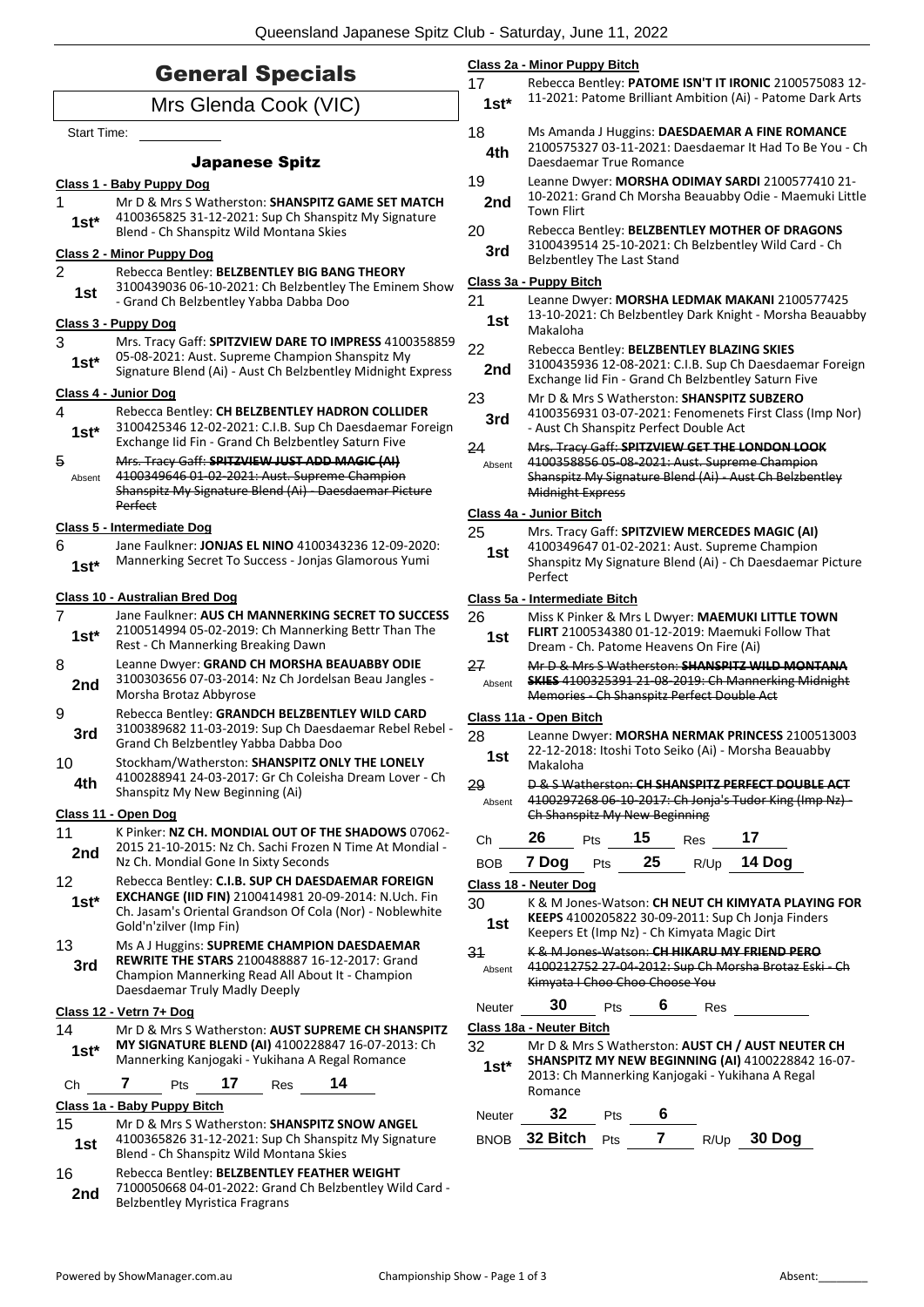# General Specials

## Mrs Glenda Cook (VIC)

Start Time:

### Japanese Spitz

**Class 1 - Baby Puppy Dog**

1 — 1st* — Mr D & Mrs S Watherston: **SHANSPITZ GAME SET MATCH** 4100365825 31-12-2021: Sup Ch Shanspitz My Signature Blend - Ch Shanspitz Wild Montana Skies

**Class 2 - Minor Puppy Dog**

2 — 1st — Rebecca Bentley: **BELZBENTLEY BIG BANG THEORY** 3100439036 06-10-2021: Ch Belzbentley The Eminem Show - Grand Ch Belzbentley Yabba Dabba Doo

**Class 3 - Puppy Dog**

3 — 1st* — Mrs. Tracy Gaff: **SPITZVIEW DARE TO IMPRESS** 4100358859 05-08-2021: Aust. Supreme Champion Shanspitz My Signature Blend (Ai) - Aust Ch Belzbentley Midnight Express

**Class 4 - Junior Dog**

4 — 1st* — Rebecca Bentley: **CH BELZBENTLEY HADRON COLLIDER** 3100425346 12-02-2021: C.I.B. Sup Ch Daesdaemar Foreign Exchange Iid Fin - Grand Ch Belzbentley Saturn Five

5 — Absent — ~~Mrs. Tracy Gaff: **SPITZVIEW JUST ADD MAGIC (AI)** 4100349646 01-02-2021: Aust. Supreme Champion Shanspitz My Signature Blend (Ai) - Daesdaemar Picture Perfect~~

**Class 5 - Intermediate Dog**

6 — 1st* — Jane Faulkner: **JONJAS EL NINO** 4100343236 12-09-2020: Mannerking Secret To Success - Jonjas Glamorous Yumi

**Class 10 - Australian Bred Dog**

7 — 1st* — Jane Faulkner: **AUS CH MANNERKING SECRET TO SUCCESS** 2100514994 05-02-2019: Ch Mannerking Bettr Than The Rest - Ch Mannerking Breaking Dawn

8 — 2nd — Leanne Dwyer: **GRAND CH MORSHA BEAUABBY ODIE** 3100303656 07-03-2014: Nz Ch Jordelsan Beau Jangles - Morsha Brotaz Abbyrose

9 — 3rd — Rebecca Bentley: **GRANDCH BELZBENTLEY WILD CARD** 3100389682 11-03-2019: Sup Ch Daesdaemar Rebel Rebel - Grand Ch Belzbentley Yabba Dabba Doo

10 — 4th — Stockham/Watherston: **SHANSPITZ ONLY THE LONELY** 4100288941 24-03-2017: Gr Ch Coleisha Dream Lover - Ch Shanspitz My New Beginning (Ai)

**Class 11 - Open Dog**

11 — 2nd — K Pinker: **NZ CH. MONDIAL OUT OF THE SHADOWS** 07062-2015 21-10-2015: Nz Ch. Sachi Frozen N Time At Mondial - Nz Ch. Mondial Gone In Sixty Seconds

12 — 1st* — Rebecca Bentley: **C.I.B. SUP CH DAESDAEMAR FOREIGN EXCHANGE (IID FIN)** 2100414981 20-09-2014: N.Uch. Fin Ch. Jasam's Oriental Grandson Of Cola (Nor) - Noblewhite Gold'n'zilver (Imp Fin)

13 — 3rd — Ms A J Huggins: **SUPREME CHAMPION DAESDAEMAR REWRITE THE STARS** 2100488887 16-12-2017: Grand Champion Mannerking Read All About It - Champion Daesdaemar Truly Madly Deeply

**Class 12 - Vetrn 7+ Dog**

14 — 1st* — Mr D & Mrs S Watherston: **AUST SUPREME CH SHANSPITZ MY SIGNATURE BLEND (AI)** 4100228847 16-07-2013: Ch Mannerking Kanjogaki - Yukihana A Regal Romance

Ch **7** Pts **17** Res **14**

**Class 1a - Baby Puppy Bitch**

15 — 1st — Mr D & Mrs S Watherston: **SHANSPITZ SNOW ANGEL** 4100365826 31-12-2021: Sup Ch Shanspitz My Signature Blend - Ch Shanspitz Wild Montana Skies

16 — 2nd — Rebecca Bentley: **BELZBENTLEY FEATHER WEIGHT** 7100050668 04-01-2022: Grand Ch Belzbentley Wild Card - Belzbentley Myristica Fragrans

**Class 2a - Minor Puppy Bitch**

17 — 1st* — Rebecca Bentley: **PATOME ISN'T IT IRONIC** 2100575083 12-11-2021: Patome Brilliant Ambition (Ai) - Patome Dark Arts

18 — 4th — Ms Amanda J Huggins: **DAESDAEMAR A FINE ROMANCE** 2100575327 03-11-2021: Daesdaemar It Had To Be You - Ch Daesdaemar True Romance

19 — 2nd — Leanne Dwyer: **MORSHA ODIMAY SARDI** 2100577410 21-10-2021: Grand Ch Morsha Beauabby Odie - Maemuki Little Town Flirt

20 — 3rd — Rebecca Bentley: **BELZBENTLEY MOTHER OF DRAGONS** 3100439514 25-10-2021: Ch Belzbentley Wild Card - Ch Belzbentley The Last Stand

**Class 3a - Puppy Bitch**

21 — 1st — Leanne Dwyer: **MORSHA LEDMAK MAKANI** 2100577425 13-10-2021: Ch Belzbentley Dark Knight - Morsha Beauabby Makaloha

22 — 2nd — Rebecca Bentley: **BELZBENTLEY BLAZING SKIES** 3100435936 12-08-2021: C.I.B. Sup Ch Daesdaemar Foreign Exchange Iid Fin - Grand Ch Belzbentley Saturn Five

23 — 3rd — Mr D & Mrs S Watherston: **SHANSPITZ SUBZERO** 4100356931 03-07-2021: Fenomenets First Class (Imp Nor) - Aust Ch Shanspitz Perfect Double Act

24 — Absent — ~~Mrs. Tracy Gaff: **SPITZVIEW GET THE LONDON LOOK** 4100358856 05-08-2021: Aust. Supreme Champion Shanspitz My Signature Blend (Ai) - Aust Ch Belzbentley Midnight Express~~

**Class 4a - Junior Bitch**

25 — 1st — Mrs. Tracy Gaff: **SPITZVIEW MERCEDES MAGIC (AI)** 4100349647 01-02-2021: Aust. Supreme Champion Shanspitz My Signature Blend (Ai) - Ch Daesdaemar Picture Perfect

**Class 5a - Intermediate Bitch**

26 — 1st — Miss K Pinker & Mrs L Dwyer: **MAEMUKI LITTLE TOWN FLIRT** 2100534380 01-12-2019: Maemuki Follow That Dream - Ch. Patome Heavens On Fire (Ai)

27 — Absent — ~~Mr D & Mrs S Watherston: **SHANSPITZ WILD MONTANA SKIES** 4100325391 21-08-2019: Ch Mannerking Midnight Memories - Ch Shanspitz Perfect Double Act~~

**Class 11a - Open Bitch**

28 — 1st — Leanne Dwyer: **MORSHA NERMAK PRINCESS** 2100513003 22-12-2018: Itoshi Toto Seiko (Ai) - Morsha Beauabby Makaloha

29 — Absent — ~~D & S Watherston: **CH SHANSPITZ PERFECT DOUBLE ACT** 4100297268 06-10-2017: Ch Jonja's Tudor King (Imp Nz) - Ch Shanspitz My New Beginning~~

Ch **26** Pts **15** Res **17**

BOB **7 Dog** Pts **25** R/Up **14 Dog**

**Class 18 - Neuter Dog**

30 — 1st — K & M Jones-Watson: **CH NEUT CH KIMYATA PLAYING FOR KEEPS** 4100205822 30-09-2011: Sup Ch Jonja Finders Keepers Et (Imp Nz) - Ch Kimyata Magic Dirt

31 — Absent — ~~K & M Jones-Watson: **CH HIKARU MY FRIEND PERO** 4100212752 27-04-2012: Sup Ch Morsha Brotaz Eski - Ch Kimyata I Choo Choo Choose You~~

Neuter **30** Pts **6** Res

**Class 18a - Neuter Bitch**

32 — 1st* — Mr D & Mrs S Watherston: **AUST CH / AUST NEUTER CH SHANSPITZ MY NEW BEGINNING (AI)** 4100228842 16-07-2013: Ch Mannerking Kanjogaki - Yukihana A Regal Romance

Neuter **32** Pts **6**

BNOB **32 Bitch** Pts **7** R/Up **30 Dog**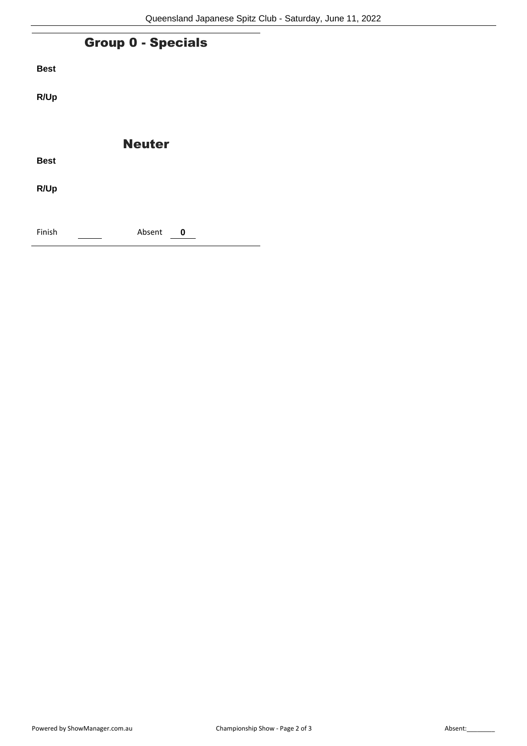## Group 0 - Specials

**Best**

**R/Up**

## Neuter

**Best**

**R/Up**

Finish ______ Absent **0**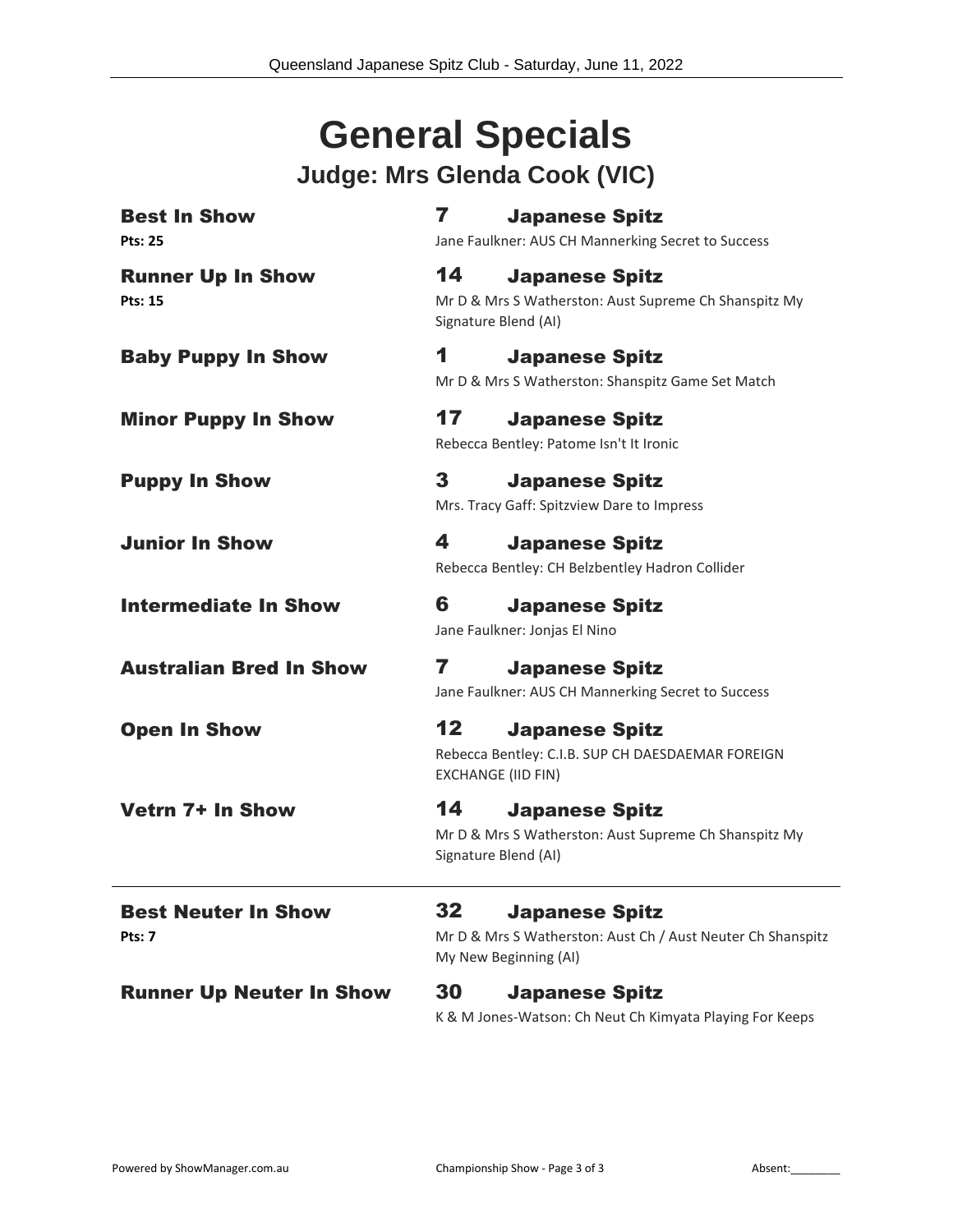# General Specials

## Judge: Mrs Glenda Cook (VIC)

**Best In Show**
Pts: 25

**7 Japanese Spitz**
Jane Faulkner: AUS CH Mannerking Secret to Success

**Runner Up In Show**
Pts: 15

**14 Japanese Spitz**
Mr D & Mrs S Watherston: Aust Supreme Ch Shanspitz My Signature Blend (AI)

**Baby Puppy In Show**

**1 Japanese Spitz**
Mr D & Mrs S Watherston: Shanspitz Game Set Match

**Minor Puppy In Show**

**17 Japanese Spitz**
Rebecca Bentley: Patome Isn't It Ironic

**Puppy In Show**

**3 Japanese Spitz**
Mrs. Tracy Gaff: Spitzview Dare to Impress

**Junior In Show**

**4 Japanese Spitz**
Rebecca Bentley: CH Belzbentley Hadron Collider

**Intermediate In Show**

**6 Japanese Spitz**
Jane Faulkner: Jonjas El Nino

**Australian Bred In Show**

**7 Japanese Spitz**
Jane Faulkner: AUS CH Mannerking Secret to Success

**Open In Show**

**12 Japanese Spitz**
Rebecca Bentley: C.I.B. SUP CH DAESDAEMAR FOREIGN EXCHANGE (IID FIN)

**Vetrn 7+ In Show**

**14 Japanese Spitz**
Mr D & Mrs S Watherston: Aust Supreme Ch Shanspitz My Signature Blend (AI)

---

**Best Neuter In Show**
Pts: 7

**32 Japanese Spitz**
Mr D & Mrs S Watherston: Aust Ch / Aust Neuter Ch Shanspitz My New Beginning (AI)

**Runner Up Neuter In Show**

**30 Japanese Spitz**
K & M Jones-Watson: Ch Neut Ch Kimyata Playing For Keeps